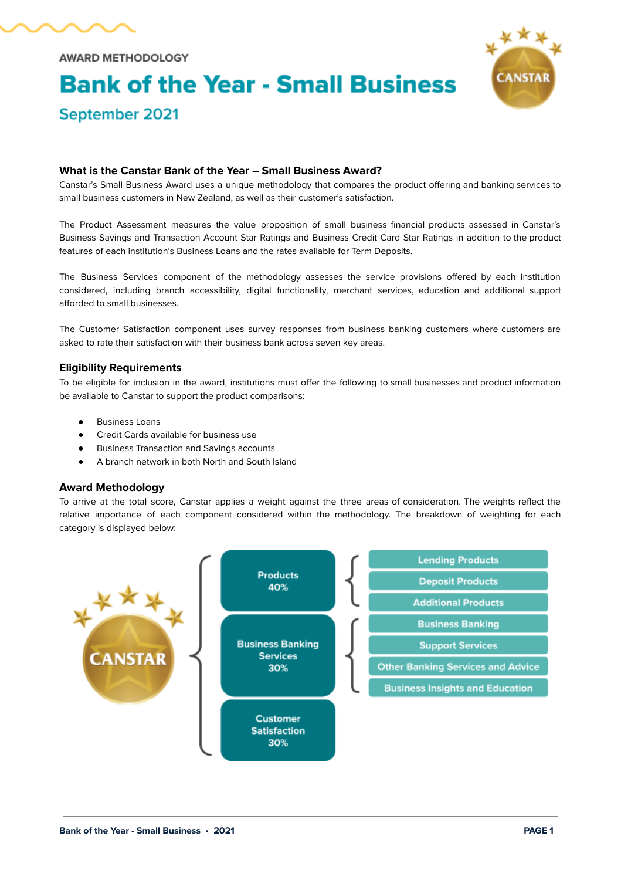AWARD METHODOLOGY

# Bank of the Year - Small Business

## September 2021

### What is the Canstar Bank of the Year – Small Business Award?

Canstar's Small Business Award uses a unique methodology that compares the product offering and banking services to small business customers in New Zealand, as well as their customer's satisfaction.

The Product Assessment measures the value proposition of small business financial products assessed in Canstar's Business Savings and Transaction Account Star Ratings and Business Credit Card Star Ratings in addition to the product features of each institution's Business Loans and the rates available for Term Deposits.

The Business Services component of the methodology assesses the service provisions offered by each institution considered, including branch accessibility, digital functionality, merchant services, education and additional support afforded to small businesses.

The Customer Satisfaction component uses survey responses from business banking customers where customers are asked to rate their satisfaction with their business bank across seven key areas.

### Eligibility Requirements

To be eligible for inclusion in the award, institutions must offer the following to small businesses and product information be available to Canstar to support the product comparisons:

- Business Loans
- Credit Cards available for business use
- Business Transaction and Savings accounts
- A branch network in both North and South Island

### Award Methodology

To arrive at the total score, Canstar applies a weight against the three areas of consideration. The weights reflect the relative importance of each component considered within the methodology. The breakdown of weighting for each category is displayed below:

- **Products 40%**
  - Lending Products
  - Deposit Products
  - Additional Products
- **Business Banking Services 30%**
  - Business Banking
  - Support Services
  - Other Banking Services and Advice
  - Business Insights and Education
- **Customer Satisfaction 30%**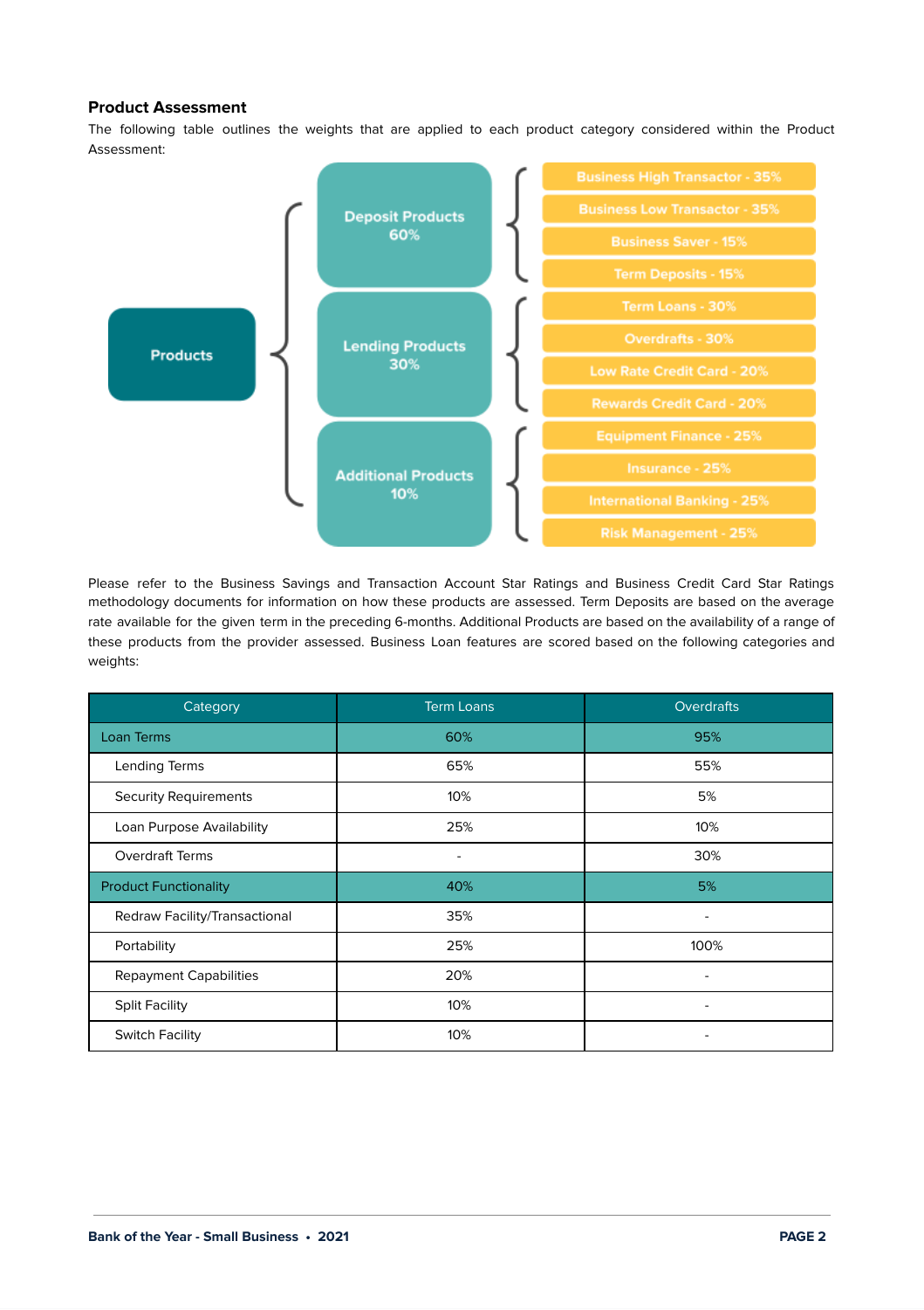### Product Assessment

The following table outlines the weights that are applied to each product category considered within the Product Assessment:

- **Products**
  - **Deposit Products 60%**
    - Business High Transactor - 35%
    - Business Low Transactor - 35%
    - Business Saver - 15%
    - Term Deposits - 15%
  - **Lending Products 30%**
    - Term Loans - 30%
    - Overdrafts - 30%
    - Low Rate Credit Card - 20%
    - Rewards Credit Card - 20%
  - **Additional Products 10%**
    - Equipment Finance - 25%
    - Insurance - 25%
    - International Banking - 25%
    - Risk Management - 25%

Please refer to the Business Savings and Transaction Account Star Ratings and Business Credit Card Star Ratings methodology documents for information on how these products are assessed. Term Deposits are based on the average rate available for the given term in the preceding 6-months. Additional Products are based on the availability of a range of these products from the provider assessed. Business Loan features are scored based on the following categories and weights:

| Category | Term Loans | Overdrafts |
|---|---|---|
| Loan Terms | 60% | 95% |
| Lending Terms | 65% | 55% |
| Security Requirements | 10% | 5% |
| Loan Purpose Availability | 25% | 10% |
| Overdraft Terms | - | 30% |
| Product Functionality | 40% | 5% |
| Redraw Facility/Transactional | 35% | - |
| Portability | 25% | 100% |
| Repayment Capabilities | 20% | - |
| Split Facility | 10% | - |
| Switch Facility | 10% | - |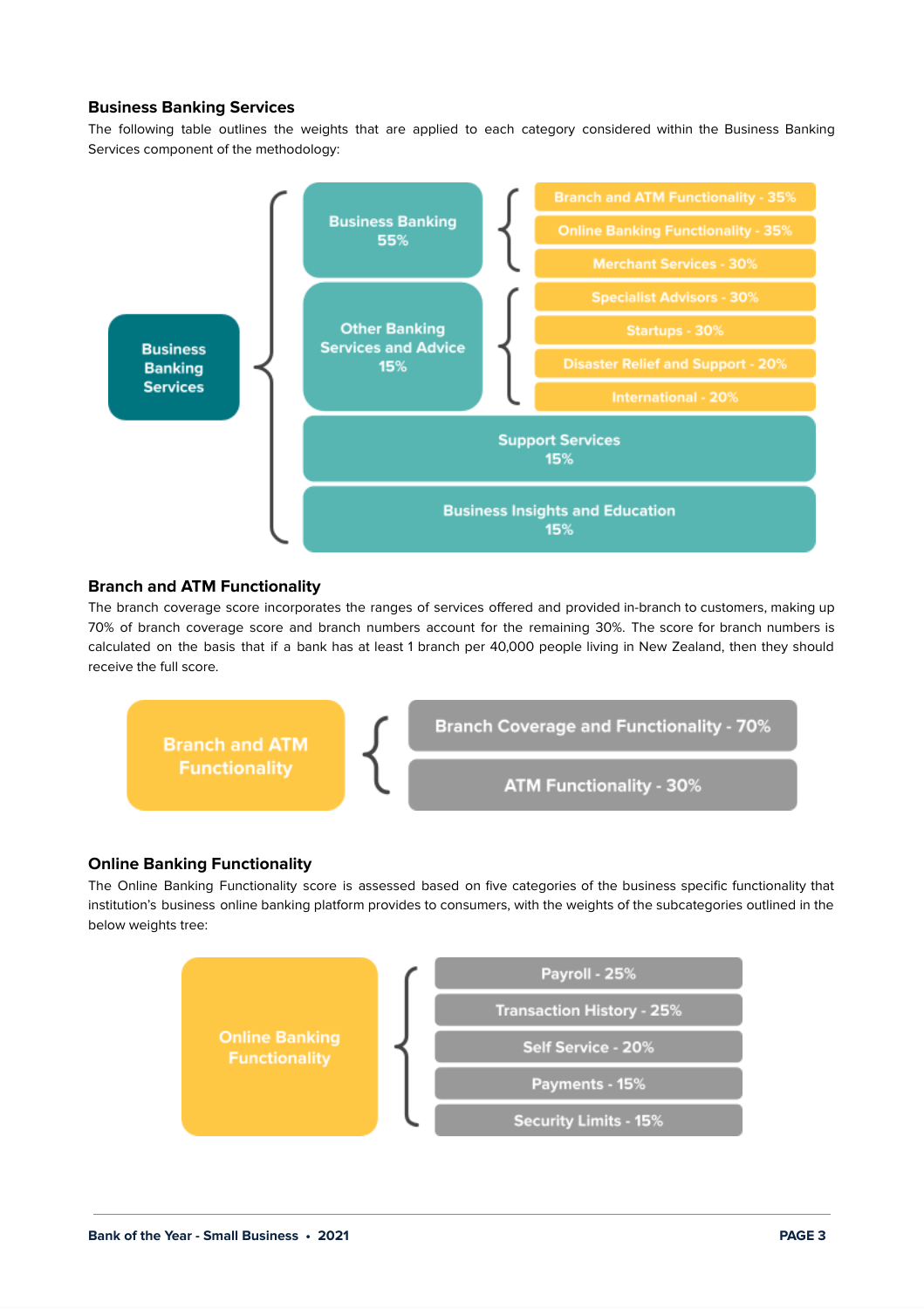### Business Banking Services

The following table outlines the weights that are applied to each category considered within the Business Banking Services component of the methodology:

- **Business Banking Services**
  - Business Banking 55%
    - Branch and ATM Functionality - 35%
    - Online Banking Functionality - 35%
    - Merchant Services - 30%
  - Other Banking Services and Advice 15%
    - Specialist Advisors - 30%
    - Startups - 30%
    - Disaster Relief and Support - 20%
    - International - 20%
  - Support Services 15%
  - Business Insights and Education 15%

### Branch and ATM Functionality

The branch coverage score incorporates the ranges of services offered and provided in-branch to customers, making up 70% of branch coverage score and branch numbers account for the remaining 30%. The score for branch numbers is calculated on the basis that if a bank has at least 1 branch per 40,000 people living in New Zealand, then they should receive the full score.

- **Branch and ATM Functionality**
  - Branch Coverage and Functionality - 70%
  - ATM Functionality - 30%

### Online Banking Functionality

The Online Banking Functionality score is assessed based on five categories of the business specific functionality that institution's business online banking platform provides to consumers, with the weights of the subcategories outlined in the below weights tree:

- **Online Banking Functionality**
  - Payroll - 25%
  - Transaction History - 25%
  - Self Service - 20%
  - Payments - 15%
  - Security Limits - 15%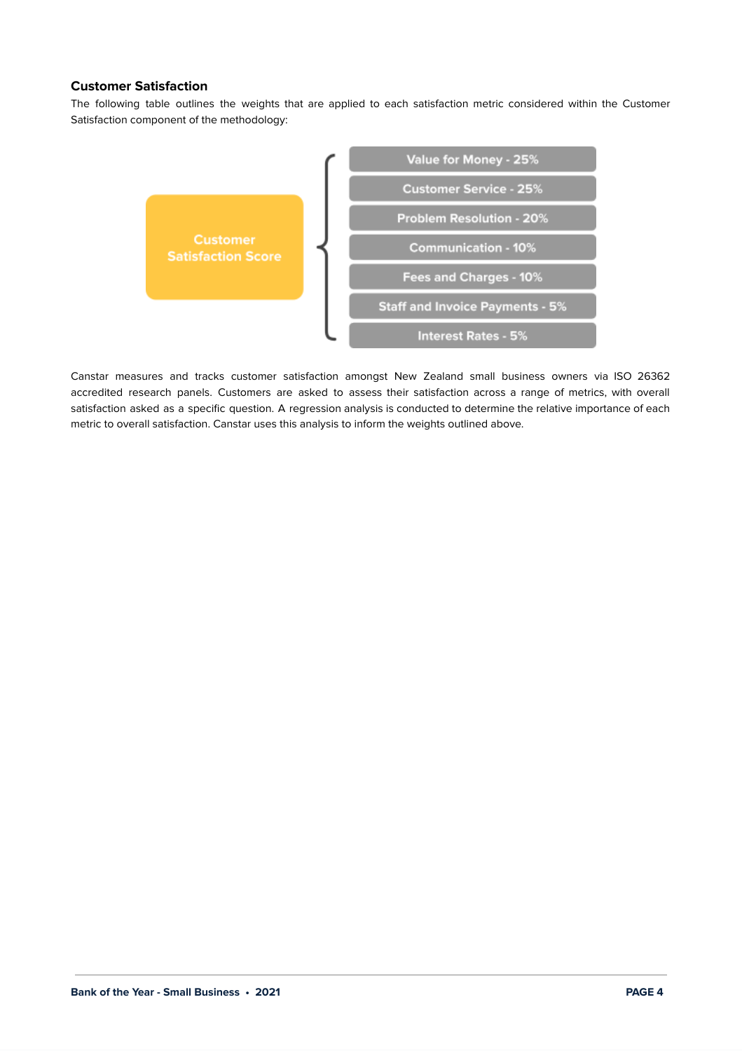### Customer Satisfaction

The following table outlines the weights that are applied to each satisfaction metric considered within the Customer Satisfaction component of the methodology:

| Customer Satisfaction Score |
| --- |
| Value for Money - 25% |
| Customer Service - 25% |
| Problem Resolution - 20% |
| Communication - 10% |
| Fees and Charges - 10% |
| Staff and Invoice Payments - 5% |
| Interest Rates - 5% |

Canstar measures and tracks customer satisfaction amongst New Zealand small business owners via ISO 26362 accredited research panels. Customers are asked to assess their satisfaction across a range of metrics, with overall satisfaction asked as a specific question. A regression analysis is conducted to determine the relative importance of each metric to overall satisfaction. Canstar uses this analysis to inform the weights outlined above.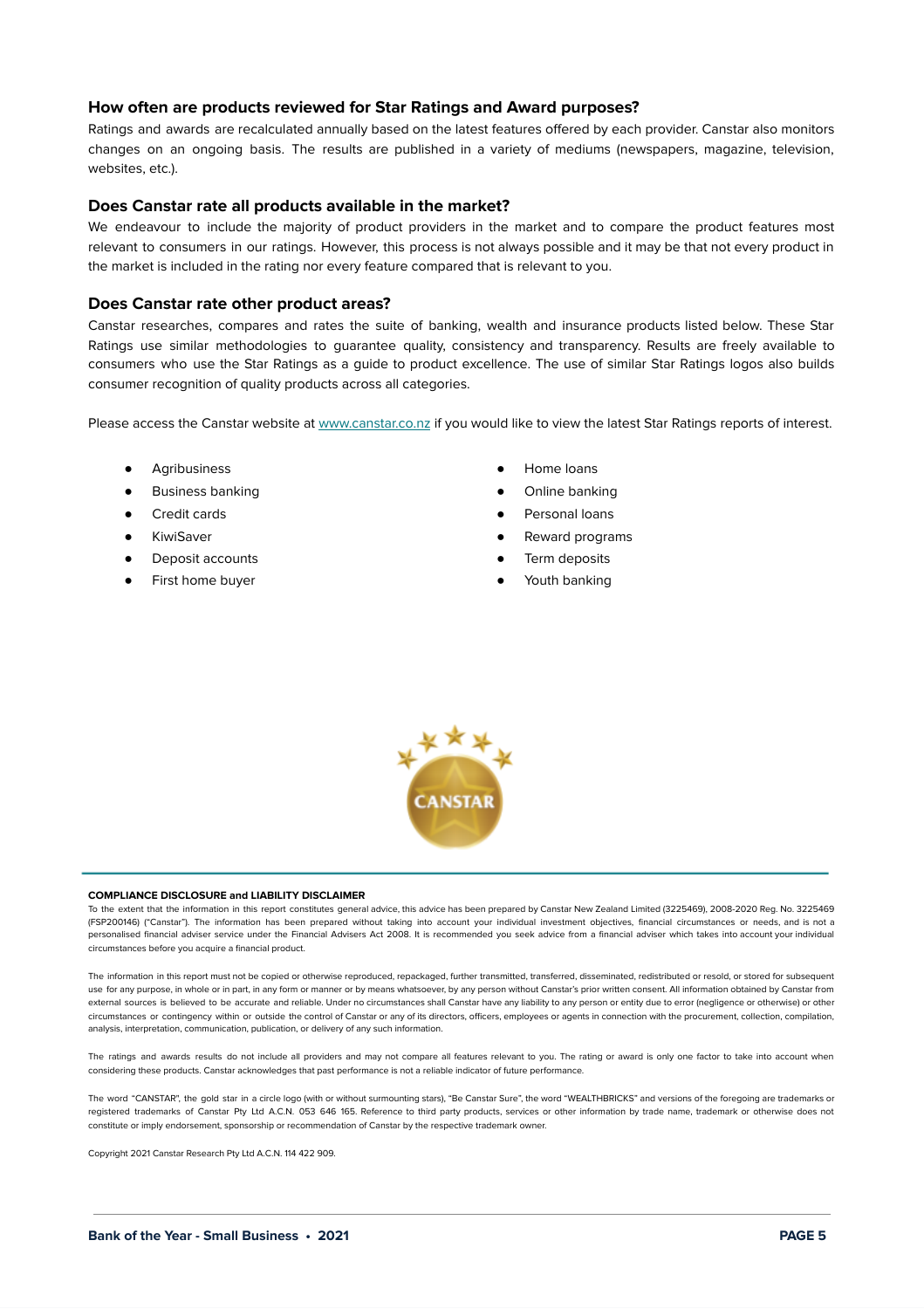### How often are products reviewed for Star Ratings and Award purposes?

Ratings and awards are recalculated annually based on the latest features offered by each provider. Canstar also monitors changes on an ongoing basis. The results are published in a variety of mediums (newspapers, magazine, television, websites, etc.).

### Does Canstar rate all products available in the market?

We endeavour to include the majority of product providers in the market and to compare the product features most relevant to consumers in our ratings. However, this process is not always possible and it may be that not every product in the market is included in the rating nor every feature compared that is relevant to you.

### Does Canstar rate other product areas?

Canstar researches, compares and rates the suite of banking, wealth and insurance products listed below. These Star Ratings use similar methodologies to guarantee quality, consistency and transparency. Results are freely available to consumers who use the Star Ratings as a guide to product excellence. The use of similar Star Ratings logos also builds consumer recognition of quality products across all categories.

Please access the Canstar website at www.canstar.co.nz if you would like to view the latest Star Ratings reports of interest.

- Agribusiness
- Business banking
- Credit cards
- KiwiSaver
- Deposit accounts
- First home buyer
- Home loans
- Online banking
- Personal loans
- Reward programs
- Term deposits
- Youth banking

**COMPLIANCE DISCLOSURE and LIABILITY DISCLAIMER**

To the extent that the information in this report constitutes general advice, this advice has been prepared by Canstar New Zealand Limited (3225469), 2008-2020 Reg. No. 3225469 (FSP200146) ("Canstar"). The information has been prepared without taking into account your individual investment objectives, financial circumstances or needs, and is not a personalised financial adviser service under the Financial Advisers Act 2008. It is recommended you seek advice from a financial adviser which takes into account your individual circumstances before you acquire a financial product.

The information in this report must not be copied or otherwise reproduced, repackaged, further transmitted, transferred, disseminated, redistributed or resold, or stored for subsequent use for any purpose, in whole or in part, in any form or manner or by means whatsoever, by any person without Canstar's prior written consent. All information obtained by Canstar from external sources is believed to be accurate and reliable. Under no circumstances shall Canstar have any liability to any person or entity due to error (negligence or otherwise) or other circumstances or contingency within or outside the control of Canstar or any of its directors, officers, employees or agents in connection with the procurement, collection, compilation, analysis, interpretation, communication, publication, or delivery of any such information.

The ratings and awards results do not include all providers and may not compare all features relevant to you. The rating or award is only one factor to take into account when considering these products. Canstar acknowledges that past performance is not a reliable indicator of future performance.

The word "CANSTAR", the gold star in a circle logo (with or without surmounting stars), "Be Canstar Sure", the word "WEALTHBRICKS" and versions of the foregoing are trademarks or registered trademarks of Canstar Pty Ltd A.C.N. 053 646 165. Reference to third party products, services or other information by trade name, trademark or otherwise does not constitute or imply endorsement, sponsorship or recommendation of Canstar by the respective trademark owner.

Copyright 2021 Canstar Research Pty Ltd A.C.N. 114 422 909.